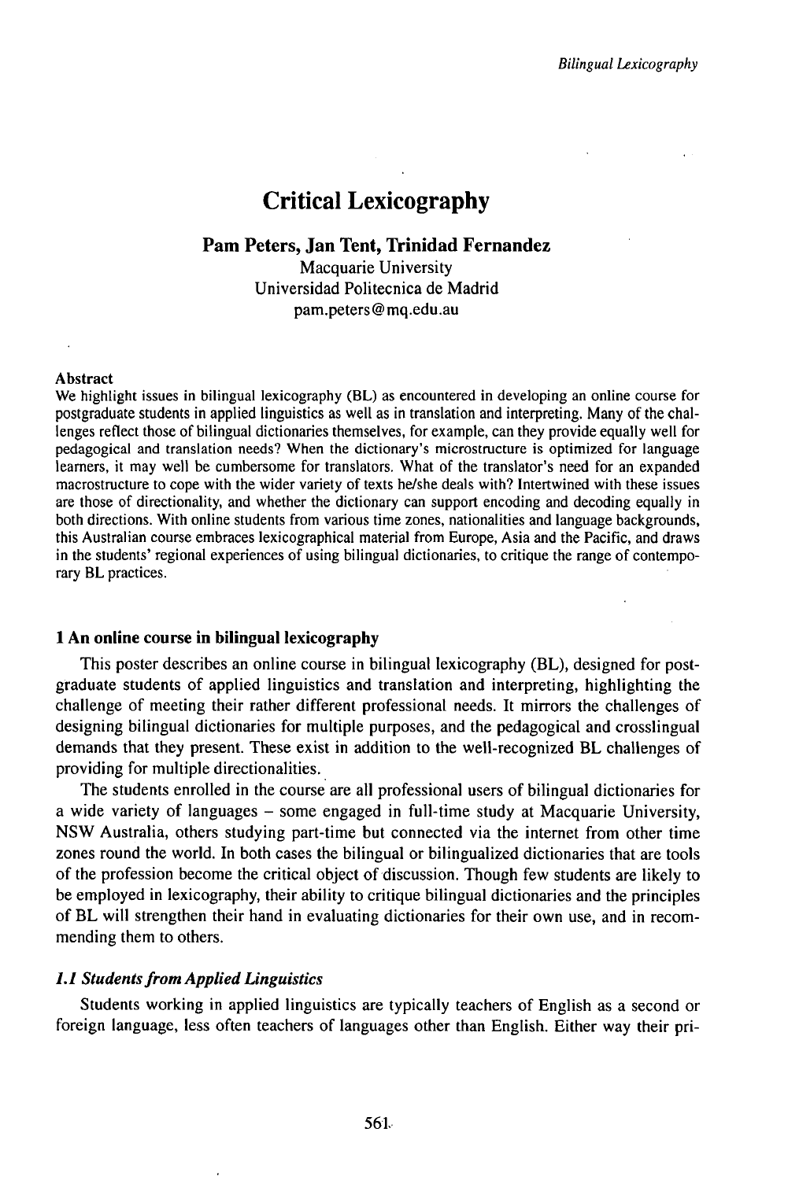# Critical Lexicography

**Pam Peters, Jan Tent, Trinidad Fernandez**

Macquarie University

Universidad Politecnica de Madrid

pam.peters@mq.edu.au

**Abstract**

We highlight issues in bilingual lexicography (BL) as encountered in developing an online course for postgraduate students in applied linguistics as well as in translation and interpreting. Many of the challenges reflect those of bilingual dictionaries themselves, for example, can they provide equally well for pedagogical and translation needs? When the dictionary's microstructure is optimized for language learners, it may well be cumbersome for translators. What of the translator's need for an expanded macrostructure to cope with the wider variety of texts he/she deals with? Intertwined with these issues are those of directionality, and whether the dictionary can support encoding and decoding equally in both directions. With online students from various time zones, nationalities and language backgrounds, this Australian course embraces lexicographical material from Europe, Asia and the Pacific, and draws in the students' regional experiences of using bilingual dictionaries, to critique the range of contemporary BL practices.

## 1 An online course in bilingual lexicography

This poster describes an online course in bilingual lexicography (BL), designed for postgraduate students of applied linguistics and translation and interpreting, highlighting the challenge of meeting their rather different professional needs. It mirrors the challenges of designing bilingual dictionaries for multiple purposes, and the pedagogical and crosslingual demands that they present. These exist in addition to the well-recognized BL challenges of providing for multiple directionalities.

The students enrolled in the course are all professional users of bilingual dictionaries for a wide variety of languages – some engaged in full-time study at Macquarie University, NSW Australia, others studying part-time but connected via the internet from other time zones round the world. In both cases the bilingual or bilingualized dictionaries that are tools of the profession become the critical object of discussion. Though few students are likely to be employed in lexicography, their ability to critique bilingual dictionaries and the principles of BL will strengthen their hand in evaluating dictionaries for their own use, and in recommending them to others.

### *1.1 Students from Applied Linguistics*

Students working in applied linguistics are typically teachers of English as a second or foreign language, less often teachers of languages other than English. Either way their pri-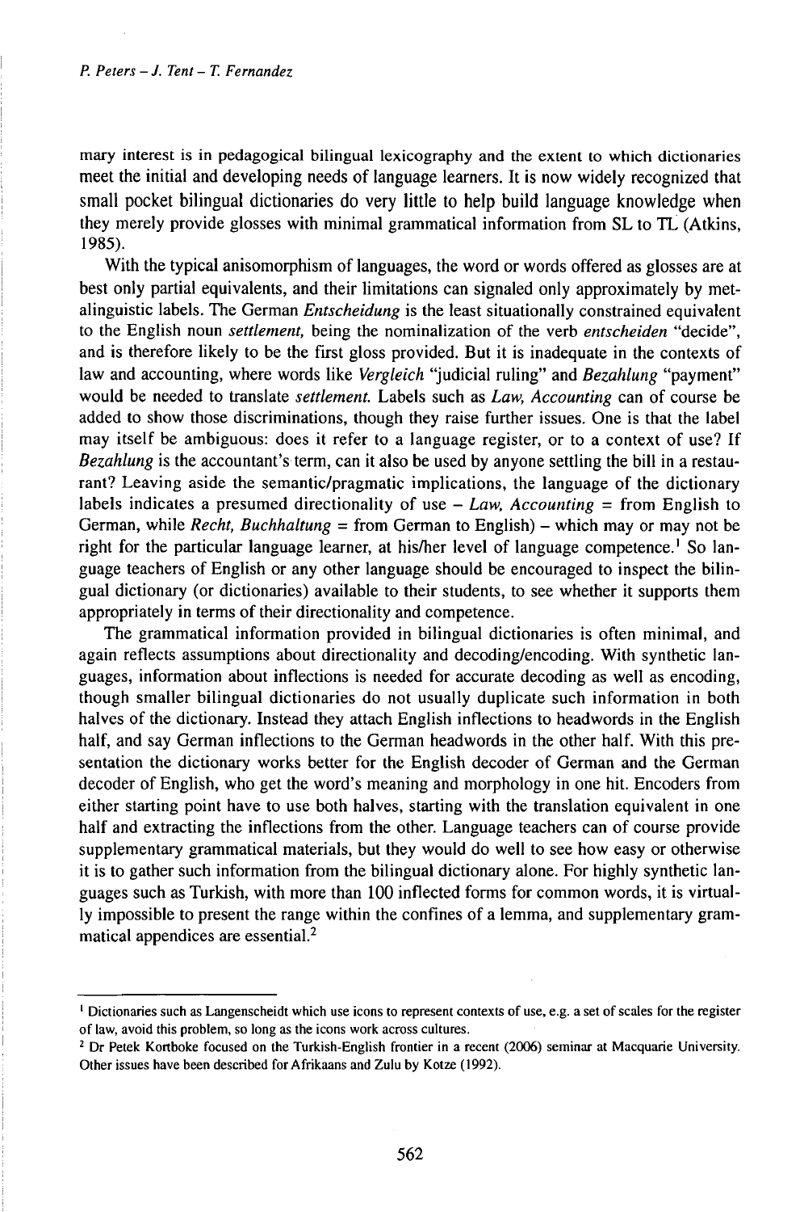mary interest is in pedagogical bilingual lexicography and the extent to which dictionaries meet the initial and developing needs of language learners. It is now widely recognized that small pocket bilingual dictionaries do very little to help build language knowledge when they merely provide glosses with minimal grammatical information from SL to TL (Atkins, 1985).

With the typical anisomorphism of languages, the word or words offered as glosses are at best only partial equivalents, and their limitations can signaled only approximately by metalinguistic labels. The German *Entscheidung* is the least situationally constrained equivalent to the English noun *settlement,* being the nominalization of the verb *entscheiden* "decide", and is therefore likely to be the first gloss provided. But it is inadequate in the contexts of law and accounting, where words like *Vergleich* "judicial ruling" and *Bezahlung* "payment" would be needed to translate *settlement.* Labels such as *Law, Accounting* can of course be added to show those discriminations, though they raise further issues. One is that the label may itself be ambiguous: does it refer to a language register, or to a context of use? If *Bezahlung* is the accountant's term, can it also be used by anyone settling the bill in a restaurant? Leaving aside the semantic/pragmatic implications, the language of the dictionary labels indicates a presumed directionality of use – *Law, Accounting* = from English to German, while *Recht, Buchhaltung* = from German to English) – which may or may not be right for the particular language learner, at his/her level of language competence.[1] So language teachers of English or any other language should be encouraged to inspect the bilingual dictionary (or dictionaries) available to their students, to see whether it supports them appropriately in terms of their directionality and competence.

The grammatical information provided in bilingual dictionaries is often minimal, and again reflects assumptions about directionality and decoding/encoding. With synthetic languages, information about inflections is needed for accurate decoding as well as encoding, though smaller bilingual dictionaries do not usually duplicate such information in both halves of the dictionary. Instead they attach English inflections to headwords in the English half, and say German inflections to the German headwords in the other half. With this presentation the dictionary works better for the English decoder of German and the German decoder of English, who get the word's meaning and morphology in one hit. Encoders from either starting point have to use both halves, starting with the translation equivalent in one half and extracting the inflections from the other. Language teachers can of course provide supplementary grammatical materials, but they would do well to see how easy or otherwise it is to gather such information from the bilingual dictionary alone. For highly synthetic languages such as Turkish, with more than 100 inflected forms for common words, it is virtually impossible to present the range within the confines of a lemma, and supplementary grammatical appendices are essential.[2]

---

[1] Dictionaries such as Langenscheidt which use icons to represent contexts of use, e.g. a set of scales for the register of law, avoid this problem, so long as the icons work across cultures.

[2] Dr Petek Kortboke focused on the Turkish-English frontier in a recent (2006) seminar at Macquarie University. Other issues have been described for Afrikaans and Zulu by Kotze (1992).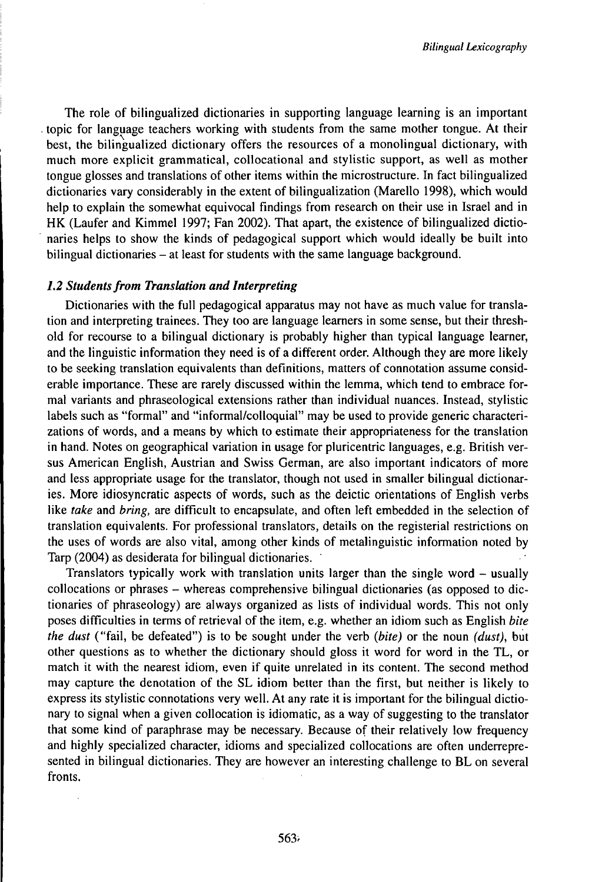The role of bilingualized dictionaries in supporting language learning is an important topic for language teachers working with students from the same mother tongue. At their best, the bilingualized dictionary offers the resources of a monolingual dictionary, with much more explicit grammatical, collocational and stylistic support, as well as mother tongue glosses and translations of other items within the microstructure. In fact bilingualized dictionaries vary considerably in the extent of bilingualization (Marello 1998), which would help to explain the somewhat equivocal findings from research on their use in Israel and in HK (Laufer and Kimmel 1997; Fan 2002). That apart, the existence of bilingualized dictionaries helps to show the kinds of pedagogical support which would ideally be built into bilingual dictionaries – at least for students with the same language background.

### *1.2 Students from Translation and Interpreting*

Dictionaries with the full pedagogical apparatus may not have as much value for translation and interpreting trainees. They too are language learners in some sense, but their threshold for recourse to a bilingual dictionary is probably higher than typical language learner, and the linguistic information they need is of a different order. Although they are more likely to be seeking translation equivalents than definitions, matters of connotation assume considerable importance. These are rarely discussed within the lemma, which tend to embrace formal variants and phraseological extensions rather than individual nuances. Instead, stylistic labels such as "formal" and "informal/colloquial" may be used to provide generic characterizations of words, and a means by which to estimate their appropriateness for the translation in hand. Notes on geographical variation in usage for pluricentric languages, e.g. British versus American English, Austrian and Swiss German, are also important indicators of more and less appropriate usage for the translator, though not used in smaller bilingual dictionaries. More idiosyncratic aspects of words, such as the deictic orientations of English verbs like *take* and *bring,* are difficult to encapsulate, and often left embedded in the selection of translation equivalents. For professional translators, details on the registerial restrictions on the uses of words are also vital, among other kinds of metalinguistic information noted by Tarp (2004) as desiderata for bilingual dictionaries.

Translators typically work with translation units larger than the single word – usually collocations or phrases – whereas comprehensive bilingual dictionaries (as opposed to dictionaries of phraseology) are always organized as lists of individual words. This not only poses difficulties in terms of retrieval of the item, e.g. whether an idiom such as English *bite the dust* ("fail, be defeated") is to be sought under the verb *(bite)* or the noun *(dust)*, but other questions as to whether the dictionary should gloss it word for word in the TL, or match it with the nearest idiom, even if quite unrelated in its content. The second method may capture the denotation of the SL idiom better than the first, but neither is likely to express its stylistic connotations very well. At any rate it is important for the bilingual dictionary to signal when a given collocation is idiomatic, as a way of suggesting to the translator that some kind of paraphrase may be necessary. Because of their relatively low frequency and highly specialized character, idioms and specialized collocations are often underrepresented in bilingual dictionaries. They are however an interesting challenge to BL on several fronts.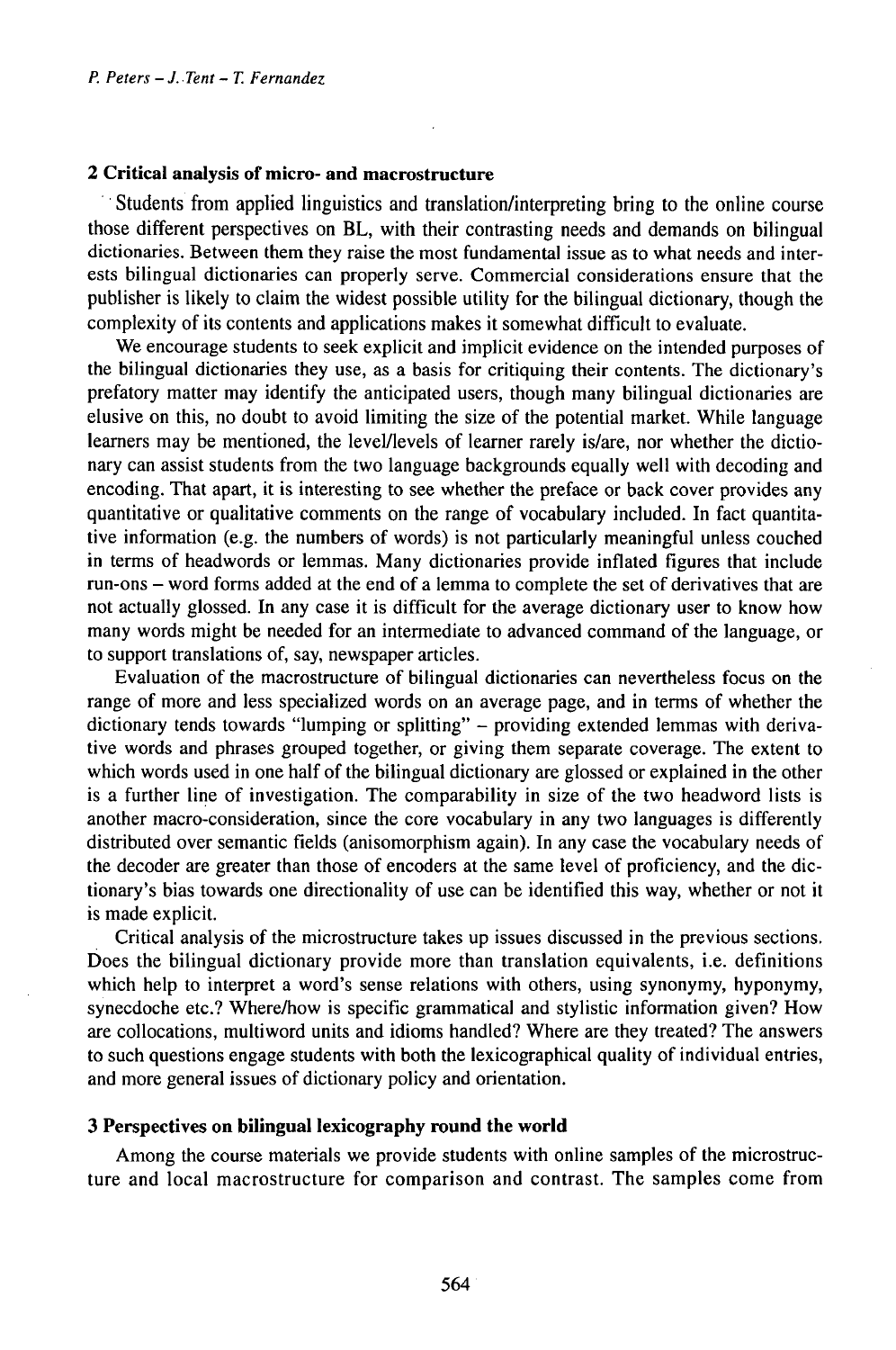## 2 Critical analysis of micro- and macrostructure

Students from applied linguistics and translation/interpreting bring to the online course those different perspectives on BL, with their contrasting needs and demands on bilingual dictionaries. Between them they raise the most fundamental issue as to what needs and interests bilingual dictionaries can properly serve. Commercial considerations ensure that the publisher is likely to claim the widest possible utility for the bilingual dictionary, though the complexity of its contents and applications makes it somewhat difficult to evaluate.

We encourage students to seek explicit and implicit evidence on the intended purposes of the bilingual dictionaries they use, as a basis for critiquing their contents. The dictionary's prefatory matter may identify the anticipated users, though many bilingual dictionaries are elusive on this, no doubt to avoid limiting the size of the potential market. While language learners may be mentioned, the level/levels of learner rarely is/are, nor whether the dictionary can assist students from the two language backgrounds equally well with decoding and encoding. That apart, it is interesting to see whether the preface or back cover provides any quantitative or qualitative comments on the range of vocabulary included. In fact quantitative information (e.g. the numbers of words) is not particularly meaningful unless couched in terms of headwords or lemmas. Many dictionaries provide inflated figures that include run-ons – word forms added at the end of a lemma to complete the set of derivatives that are not actually glossed. In any case it is difficult for the average dictionary user to know how many words might be needed for an intermediate to advanced command of the language, or to support translations of, say, newspaper articles.

Evaluation of the macrostructure of bilingual dictionaries can nevertheless focus on the range of more and less specialized words on an average page, and in terms of whether the dictionary tends towards "lumping or splitting" – providing extended lemmas with derivative words and phrases grouped together, or giving them separate coverage. The extent to which words used in one half of the bilingual dictionary are glossed or explained in the other is a further line of investigation. The comparability in size of the two headword lists is another macro-consideration, since the core vocabulary in any two languages is differently distributed over semantic fields (anisomorphism again). In any case the vocabulary needs of the decoder are greater than those of encoders at the same level of proficiency, and the dictionary's bias towards one directionality of use can be identified this way, whether or not it is made explicit.

Critical analysis of the microstructure takes up issues discussed in the previous sections. Does the bilingual dictionary provide more than translation equivalents, i.e. definitions which help to interpret a word's sense relations with others, using synonymy, hyponymy, synecdoche etc.? Where/how is specific grammatical and stylistic information given? How are collocations, multiword units and idioms handled? Where are they treated? The answers to such questions engage students with both the lexicographical quality of individual entries, and more general issues of dictionary policy and orientation.

## 3 Perspectives on bilingual lexicography round the world

Among the course materials we provide students with online samples of the microstructure and local macrostructure for comparison and contrast. The samples come from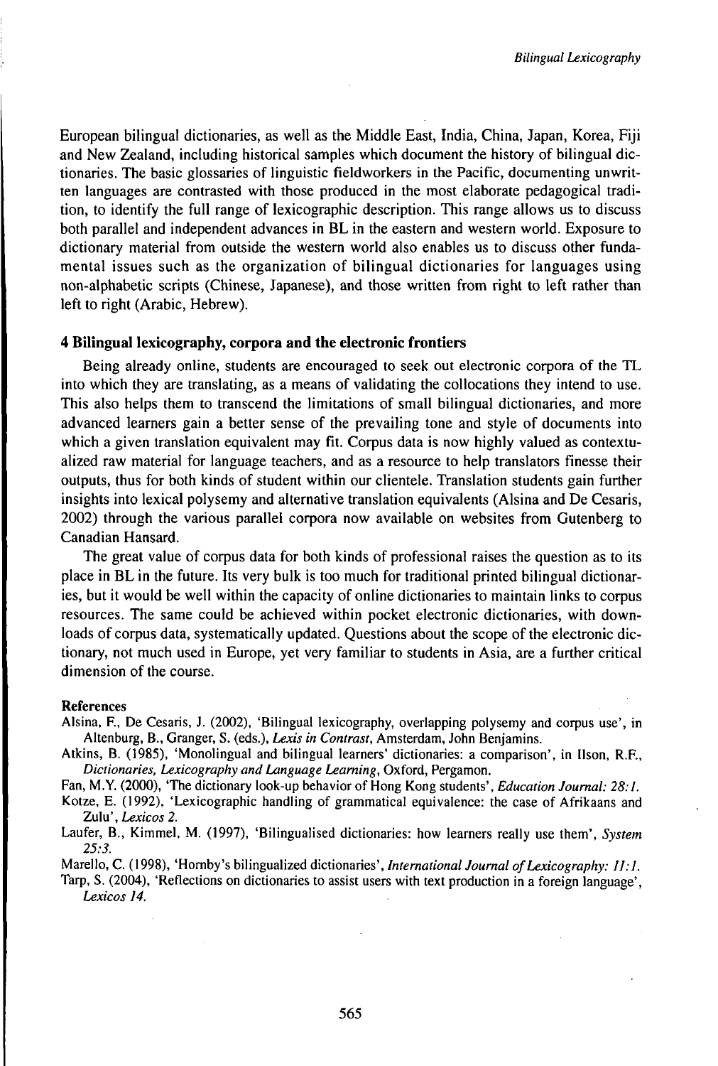European bilingual dictionaries, as well as the Middle East, India, China, Japan, Korea, Fiji and New Zealand, including historical samples which document the history of bilingual dictionaries. The basic glossaries of linguistic fieldworkers in the Pacific, documenting unwritten languages are contrasted with those produced in the most elaborate pedagogical tradition, to identify the full range of lexicographic description. This range allows us to discuss both parallel and independent advances in BL in the eastern and western world. Exposure to dictionary material from outside the western world also enables us to discuss other fundamental issues such as the organization of bilingual dictionaries for languages using non-alphabetic scripts (Chinese, Japanese), and those written from right to left rather than left to right (Arabic, Hebrew).

### 4 Bilingual lexicography, corpora and the electronic frontiers

Being already online, students are encouraged to seek out electronic corpora of the TL into which they are translating, as a means of validating the collocations they intend to use. This also helps them to transcend the limitations of small bilingual dictionaries, and more advanced learners gain a better sense of the prevailing tone and style of documents into which a given translation equivalent may fit. Corpus data is now highly valued as contextualized raw material for language teachers, and as a resource to help translators finesse their outputs, thus for both kinds of student within our clientele. Translation students gain further insights into lexical polysemy and alternative translation equivalents (Alsina and De Cesaris, 2002) through the various parallel corpora now available on websites from Gutenberg to Canadian Hansard.

The great value of corpus data for both kinds of professional raises the question as to its place in BL in the future. Its very bulk is too much for traditional printed bilingual dictionaries, but it would be well within the capacity of online dictionaries to maintain links to corpus resources. The same could be achieved within pocket electronic dictionaries, with downloads of corpus data, systematically updated. Questions about the scope of the electronic dictionary, not much used in Europe, yet very familiar to students in Asia, are a further critical dimension of the course.

#### References

Alsina, F., De Cesaris, J. (2002), 'Bilingual lexicography, overlapping polysemy and corpus use', in Altenburg, B., Granger, S. (eds.), *Lexis in Contrast*, Amsterdam, John Benjamins.

Atkins, B. (1985), 'Monolingual and bilingual learners' dictionaries: a comparison', in Ilson, R.F., *Dictionaries, Lexicography and Language Learning*, Oxford, Pergamon.

Fan, M.Y. (2000), 'The dictionary look-up behavior of Hong Kong students', *Education Journal: 28:1.*

Kotze, E. (1992), 'Lexicographic handling of grammatical equivalence: the case of Afrikaans and Zulu', *Lexicos 2.*

Laufer, B., Kimmel, M. (1997), 'Bilingualised dictionaries: how learners really use them', *System 25:3.*

Marello, C. (1998), 'Hornby's bilingualized dictionaries', *International Journal of Lexicography: 11:1.*

Tarp, S. (2004), 'Reflections on dictionaries to assist users with text production in a foreign language', *Lexicos 14.*